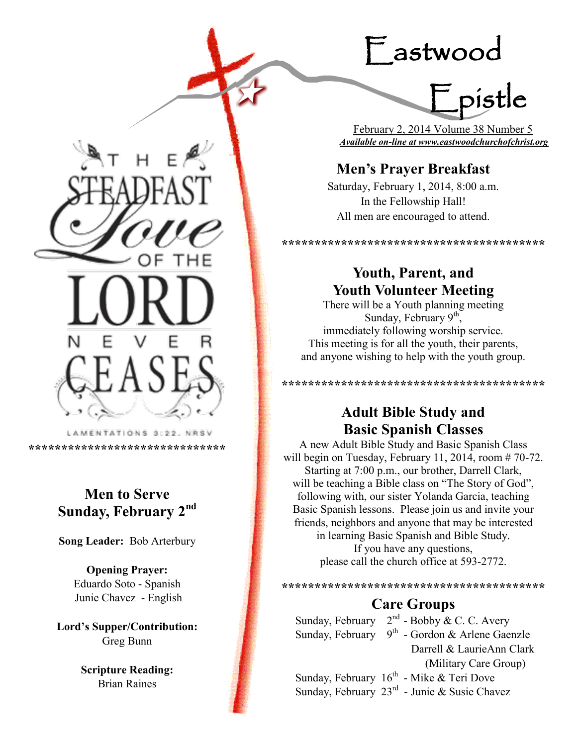# Eastwood Epistle

February 2, 2014 Volume 38 Number 5

***Available on-line at www.eastwoodchurchofchrist.org***

THE STEADFAST Love OF THE LORD NEVER CEASES

LAMENTATIONS 3:22, NRSV

*****************************

## Men to Serve Sunday, February 2nd

**Song Leader:** Bob Arterbury

**Opening Prayer:**
Eduardo Soto - Spanish
Junie Chavez - English

**Lord's Supper/Contribution:**
Greg Bunn

**Scripture Reading:**
Brian Raines

## Men's Prayer Breakfast

Saturday, February 1, 2014, 8:00 a.m.
In the Fellowship Hall!
All men are encouraged to attend.

****************************************

## Youth, Parent, and Youth Volunteer Meeting

There will be a Youth planning meeting Sunday, February 9th, immediately following worship service. This meeting is for all the youth, their parents, and anyone wishing to help with the youth group.

****************************************

## Adult Bible Study and Basic Spanish Classes

A new Adult Bible Study and Basic Spanish Class will begin on Tuesday, February 11, 2014, room # 70-72. Starting at 7:00 p.m., our brother, Darrell Clark, will be teaching a Bible class on "The Story of God", following with, our sister Yolanda Garcia, teaching Basic Spanish lessons. Please join us and invite your friends, neighbors and anyone that may be interested in learning Basic Spanish and Bible Study. If you have any questions, please call the church office at 593-2772.

****************************************

## Care Groups

Sunday, February 2nd - Bobby & C. C. Avery
Sunday, February 9th - Gordon & Arlene Gaenzle
Darrell & LaurieAnn Clark
(Military Care Group)
Sunday, February 16th - Mike & Teri Dove
Sunday, February 23rd - Junie & Susie Chavez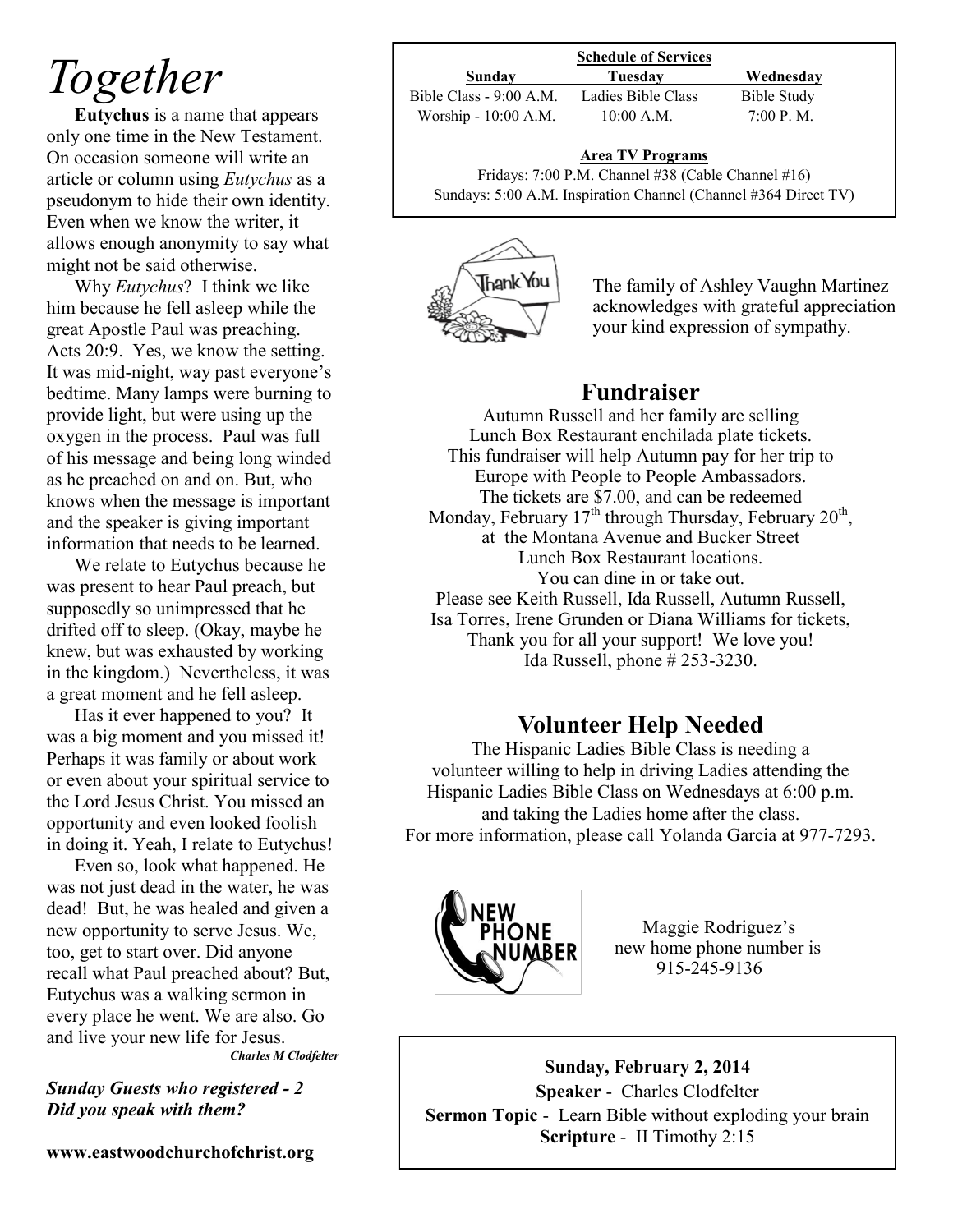# Together

**Eutychus** is a name that appears only one time in the New Testament. On occasion someone will write an article or column using *Eutychus* as a pseudonym to hide their own identity. Even when we know the writer, it allows enough anonymity to say what might not be said otherwise.

Why *Eutychus*? I think we like him because he fell asleep while the great Apostle Paul was preaching. Acts 20:9. Yes, we know the setting. It was mid-night, way past everyone's bedtime. Many lamps were burning to provide light, but were using up the oxygen in the process. Paul was full of his message and being long winded as he preached on and on. But, who knows when the message is important and the speaker is giving important information that needs to be learned.

We relate to Eutychus because he was present to hear Paul preach, but supposedly so unimpressed that he drifted off to sleep. (Okay, maybe he knew, but was exhausted by working in the kingdom.) Nevertheless, it was a great moment and he fell asleep.

Has it ever happened to you? It was a big moment and you missed it! Perhaps it was family or about work or even about your spiritual service to the Lord Jesus Christ. You missed an opportunity and even looked foolish in doing it. Yeah, I relate to Eutychus!

Even so, look what happened. He was not just dead in the water, he was dead! But, he was healed and given a new opportunity to serve Jesus. We, too, get to start over. Did anyone recall what Paul preached about? But, Eutychus was a walking sermon in every place he went. We are also. Go and live your new life for Jesus.

***Charles M Clodfelter***

***Sunday Guests who registered - 2***
***Did you speak with them?***

**www.eastwoodchurchofchrist.org**

**Schedule of Services**

| Sunday | Tuesday | Wednesday |
|---|---|---|
| Bible Class - 9:00 A.M. | Ladies Bible Class | Bible Study |
| Worship - 10:00 A.M. | 10:00 A.M. | 7:00 P. M. |

**Area TV Programs**

Fridays: 7:00 P.M. Channel #38 (Cable Channel #16)
Sundays: 5:00 A.M. Inspiration Channel (Channel #364 Direct TV)

The family of Ashley Vaughn Martinez acknowledges with grateful appreciation your kind expression of sympathy.

## Fundraiser

Autumn Russell and her family are selling Lunch Box Restaurant enchilada plate tickets. This fundraiser will help Autumn pay for her trip to Europe with People to People Ambassadors. The tickets are $7.00, and can be redeemed Monday, February 17th through Thursday, February 20th, at the Montana Avenue and Bucker Street Lunch Box Restaurant locations. You can dine in or take out. Please see Keith Russell, Ida Russell, Autumn Russell, Isa Torres, Irene Grunden or Diana Williams for tickets, Thank you for all your support! We love you! Ida Russell, phone # 253-3230.

## Volunteer Help Needed

The Hispanic Ladies Bible Class is needing a volunteer willing to help in driving Ladies attending the Hispanic Ladies Bible Class on Wednesdays at 6:00 p.m. and taking the Ladies home after the class. For more information, please call Yolanda Garcia at 977-7293.

NEW PHONE NUMBER

Maggie Rodriguez's new home phone number is 915-245-9136

**Sunday, February 2, 2014**
**Speaker** - Charles Clodfelter
**Sermon Topic** - Learn Bible without exploding your brain
**Scripture** - II Timothy 2:15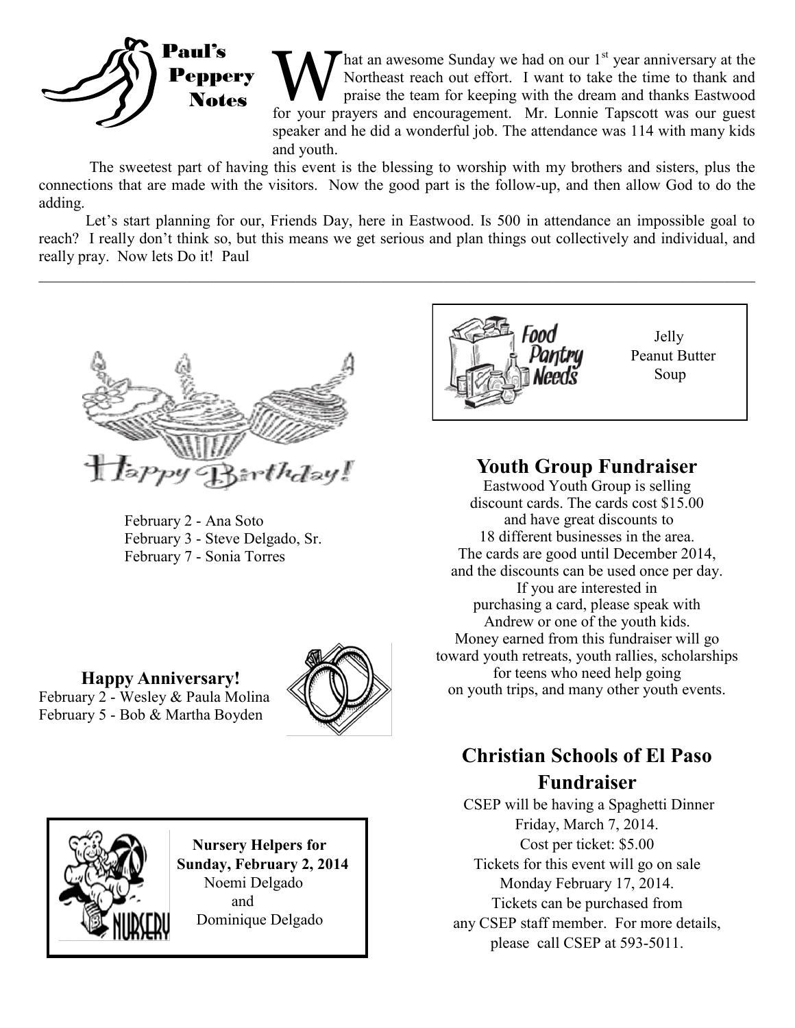## Paul's Peppery Notes

What an awesome Sunday we had on our 1st year anniversary at the Northeast reach out effort. I want to take the time to thank and praise the team for keeping with the dream and thanks Eastwood for your prayers and encouragement. Mr. Lonnie Tapscott was our guest speaker and he did a wonderful job. The attendance was 114 with many kids and youth.

The sweetest part of having this event is the blessing to worship with my brothers and sisters, plus the connections that are made with the visitors. Now the good part is the follow-up, and then allow God to do the adding.

Let's start planning for our, Friends Day, here in Eastwood. Is 500 in attendance an impossible goal to reach? I really don't think so, but this means we get serious and plan things out collectively and individual, and really pray. Now lets Do it! Paul

---

## Happy Birthday!

February 2 - Ana Soto
February 3 - Steve Delgado, Sr.
February 7 - Sonia Torres

## Happy Anniversary!

February 2 - Wesley & Paula Molina
February 5 - Bob & Martha Boyden

**Nursery Helpers for Sunday, February 2, 2014**
Noemi Delgado
and
Dominique Delgado

## Food Pantry Needs

Jelly
Peanut Butter
Soup

## Youth Group Fundraiser

Eastwood Youth Group is selling discount cards. The cards cost $15.00 and have great discounts to 18 different businesses in the area. The cards are good until December 2014, and the discounts can be used once per day. If you are interested in purchasing a card, please speak with Andrew or one of the youth kids. Money earned from this fundraiser will go toward youth retreats, youth rallies, scholarships for teens who need help going on youth trips, and many other youth events.

## Christian Schools of El Paso Fundraiser

CSEP will be having a Spaghetti Dinner Friday, March 7, 2014.
Cost per ticket: $5.00
Tickets for this event will go on sale Monday February 17, 2014.
Tickets can be purchased from any CSEP staff member. For more details, please call CSEP at 593-5011.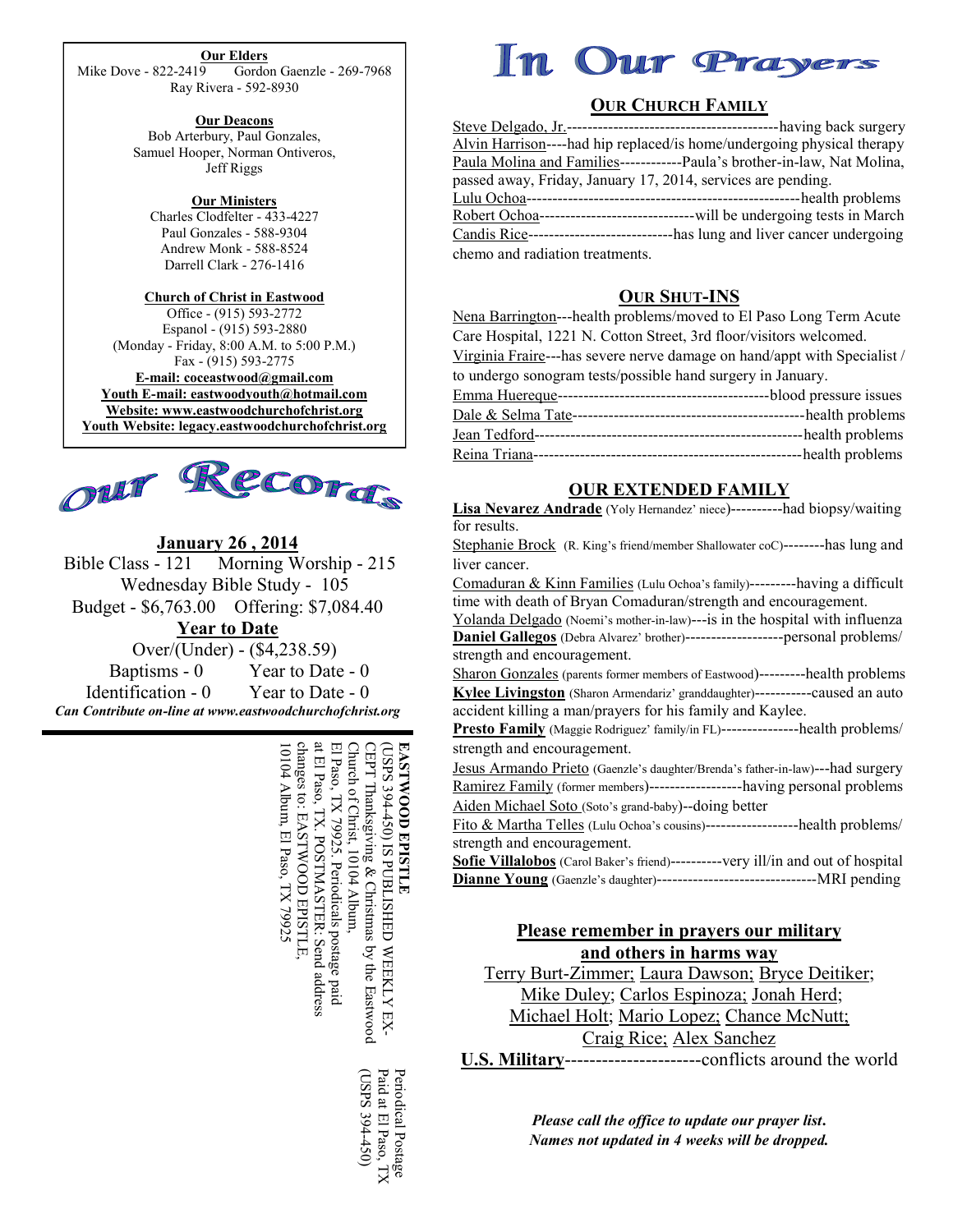**Our Elders**

Mike Dove - 822-2419    Gordon Gaenzle - 269-7968
Ray Rivera - 592-8930

**Our Deacons**

Bob Arterbury, Paul Gonzales, Samuel Hooper, Norman Ontiveros, Jeff Riggs

**Our Ministers**

Charles Clodfelter - 433-4227
Paul Gonzales - 588-9304
Andrew Monk - 588-8524
Darrell Clark - 276-1416

**Church of Christ in Eastwood**

Office - (915) 593-2772
Espanol - (915) 593-2880
(Monday - Friday, 8:00 A.M. to 5:00 P.M.)
Fax - (915) 593-2775
**E-mail: coceastwood@gmail.com**
**Youth E-mail: eastwoodyouth@hotmail.com**
**Website: www.eastwoodchurchofchrist.org**
**Youth Website: legacy.eastwoodchurchofchrist.org**

# Our Records

**January 26 , 2014**

Bible Class - 121    Morning Worship - 215
Wednesday Bible Study - 105
Budget - $6,763.00    Offering: $7,084.40

**Year to Date**

Over/(Under) - ($4,238.59)
Baptisms - 0    Year to Date - 0
Identification - 0    Year to Date - 0

***Can Contribute on-line at www.eastwoodchurchofchrist.org***

**EASTWOOD EPISTLE** (USPS 394-450) IS PUBLISHED WEEKLY EXCEPT Thanksgiving & Christmas by the Eastwood Church of Christ, 10104 Album, El Paso, TX 79925. Periodicals postage paid at El Paso, TX. POSTMASTER: Send address changes to: EASTWOOD EPISTLE, 10104 Album, El Paso, TX 79925

Periodical Postage Paid at El Paso, TX (USPS 394-450)

# In Our Prayers

## Our Church Family

Steve Delgado, Jr.----------------------------------------having back surgery
Alvin Harrison----had hip replaced/is home/undergoing physical therapy
Paula Molina and Families------------Paula's brother-in-law, Nat Molina, passed away, Friday, January 17, 2014, services are pending.
Lulu Ochoa----------------------------------------------------health problems
Robert Ochoa------------------------------will be undergoing tests in March
Candis Rice---------------------------has lung and liver cancer undergoing chemo and radiation treatments.

## Our Shut-Ins

Nena Barrington---health problems/moved to El Paso Long Term Acute Care Hospital, 1221 N. Cotton Street, 3rd floor/visitors welcomed.
Virginia Fraire---has severe nerve damage on hand/appt with Specialist / to undergo sonogram tests/possible hand surgery in January.
Emma Huereque-----------------------------------------blood pressure issues
Dale & Selma Tate---------------------------------------------health problems
Jean Tedford---------------------------------------------------health problems
Reina Triana---------------------------------------------------health problems

## OUR EXTENDED FAMILY

**Lisa Nevarez Andrade** (Yoly Hernandez' niece)----------had biopsy/waiting for results.
Stephanie Brock (R. King's friend/member Shallowater coC)--------has lung and liver cancer.
Comaduran & Kinn Families (Lulu Ochoa's family)---------having a difficult time with death of Bryan Comaduran/strength and encouragement.
Yolanda Delgado (Noemi's mother-in-law)---is in the hospital with influenza
**Daniel Gallegos** (Debra Alvarez' brother)-------------------personal problems/ strength and encouragement.
Sharon Gonzales (parents former members of Eastwood)---------health problems
**Kylee Livingston** (Sharon Armendariz' granddaughter)-----------caused an auto accident killing a man/prayers for his family and Kaylee.
**Presto Family** (Maggie Rodriguez' family/in FL)---------------health problems/ strength and encouragement.
Jesus Armando Prieto (Gaenzle's daughter/Brenda's father-in-law)---had surgery
Ramirez Family (former members)------------------having personal problems
Aiden Michael Soto (Soto's grand-baby)--doing better
Fito & Martha Telles (Lulu Ochoa's cousins)------------------health problems/ strength and encouragement.
**Sofie Villalobos** (Carol Baker's friend)----------very ill/in and out of hospital
**Dianne Young** (Gaenzle's daughter)-------------------------------MRI pending

**Please remember in prayers our military and others in harms way**

Terry Burt-Zimmer; Laura Dawson; Bryce Deitiker; Mike Duley; Carlos Espinoza; Jonah Herd; Michael Holt; Mario Lopez; Chance McNutt; Craig Rice; Alex Sanchez

**U.S. Military**----------------------conflicts around the world

***Please call the office to update our prayer list. Names not updated in 4 weeks will be dropped.***